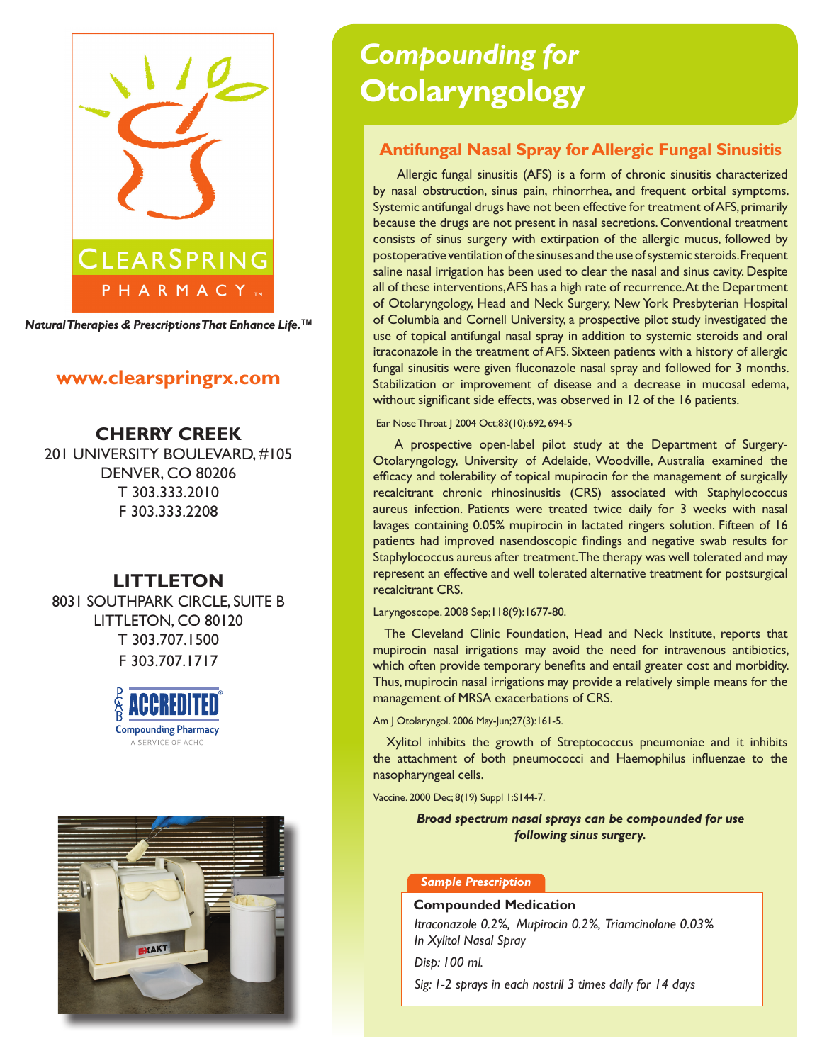# *Compounding for* Otolaryngology

**CLEARSPRING PHARMACY™**

***Natural Therapies & Prescriptions That Enhance Life.™***

**www.clearspringrx.com**

**CHERRY CREEK**
201 UNIVERSITY BOULEVARD, #105
DENVER, CO 80206
T 303.333.2010
F 303.333.2208

**LITTLETON**
8031 SOUTHPARK CIRCLE, SUITE B
LITTLETON, CO 80120
T 303.707.1500
F 303.707.1717

PCAB ACCREDITED® Compounding Pharmacy
A SERVICE OF ACHC

## Antifungal Nasal Spray for Allergic Fungal Sinusitis

Allergic fungal sinusitis (AFS) is a form of chronic sinusitis characterized by nasal obstruction, sinus pain, rhinorrhea, and frequent orbital symptoms. Systemic antifungal drugs have not been effective for treatment of AFS, primarily because the drugs are not present in nasal secretions. Conventional treatment consists of sinus surgery with extirpation of the allergic mucus, followed by postoperative ventilation of the sinuses and the use of systemic steroids. Frequent saline nasal irrigation has been used to clear the nasal and sinus cavity. Despite all of these interventions, AFS has a high rate of recurrence. At the Department of Otolaryngology, Head and Neck Surgery, New York Presbyterian Hospital of Columbia and Cornell University, a prospective pilot study investigated the use of topical antifungal nasal spray in addition to systemic steroids and oral itraconazole in the treatment of AFS. Sixteen patients with a history of allergic fungal sinusitis were given fluconazole nasal spray and followed for 3 months. Stabilization or improvement of disease and a decrease in mucosal edema, without significant side effects, was observed in 12 of the 16 patients.

Ear Nose Throat J 2004 Oct;83(10):692, 694-5

A prospective open-label pilot study at the Department of Surgery-Otolaryngology, University of Adelaide, Woodville, Australia examined the efficacy and tolerability of topical mupirocin for the management of surgically recalcitrant chronic rhinosinusitis (CRS) associated with Staphylococcus aureus infection. Patients were treated twice daily for 3 weeks with nasal lavages containing 0.05% mupirocin in lactated ringers solution. Fifteen of 16 patients had improved nasendoscopic findings and negative swab results for Staphylococcus aureus after treatment. The therapy was well tolerated and may represent an effective and well tolerated alternative treatment for postsurgical recalcitrant CRS.

Laryngoscope. 2008 Sep;118(9):1677-80.

The Cleveland Clinic Foundation, Head and Neck Institute, reports that mupirocin nasal irrigations may avoid the need for intravenous antibiotics, which often provide temporary benefits and entail greater cost and morbidity. Thus, mupirocin nasal irrigations may provide a relatively simple means for the management of MRSA exacerbations of CRS.

Am J Otolaryngol. 2006 May-Jun;27(3):161-5.

Xylitol inhibits the growth of Streptococcus pneumoniae and it inhibits the attachment of both pneumococci and Haemophilus influenzae to the nasopharyngeal cells.

Vaccine. 2000 Dec; 8(19) Suppl 1:S144-7.

***Broad spectrum nasal sprays can be compounded for use following sinus surgery.***

***Sample Prescription***

**Compounded Medication**

*Itraconazole 0.2%, Mupirocin 0.2%, Triamcinolone 0.03%*
*In Xylitol Nasal Spray*

*Disp: 100 ml.*

*Sig: 1-2 sprays in each nostril 3 times daily for 14 days*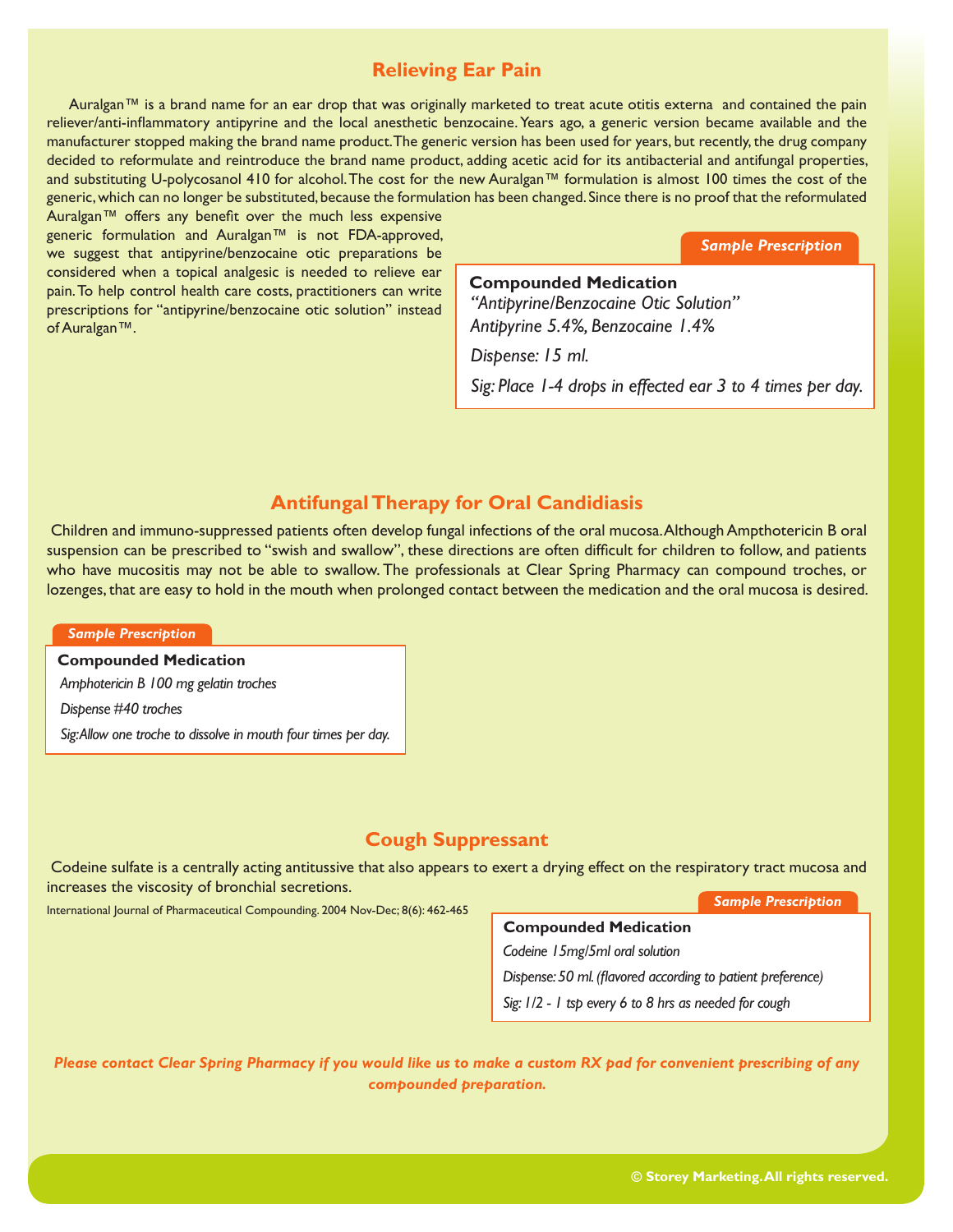## Relieving Ear Pain

Auralgan™ is a brand name for an ear drop that was originally marketed to treat acute otitis externa and contained the pain reliever/anti-inflammatory antipyrine and the local anesthetic benzocaine. Years ago, a generic version became available and the manufacturer stopped making the brand name product. The generic version has been used for years, but recently, the drug company decided to reformulate and reintroduce the brand name product, adding acetic acid for its antibacterial and antifungal properties, and substituting U-polycosanol 410 for alcohol. The cost for the new Auralgan™ formulation is almost 100 times the cost of the generic, which can no longer be substituted, because the formulation has been changed. Since there is no proof that the reformulated Auralgan™ offers any benefit over the much less expensive generic formulation and Auralgan™ is not FDA-approved, we suggest that antipyrine/benzocaine otic preparations be considered when a topical analgesic is needed to relieve ear pain. To help control health care costs, practitioners can write prescriptions for "antipyrine/benzocaine otic solution" instead of Auralgan™.

***Sample Prescription***

**Compounded Medication**

*"Antipyrine/Benzocaine Otic Solution"*

*Antipyrine 5.4%, Benzocaine 1.4%*

*Dispense: 15 ml.*

*Sig: Place 1-4 drops in effected ear 3 to 4 times per day.*

## Antifungal Therapy for Oral Candidiasis

Children and immuno-suppressed patients often develop fungal infections of the oral mucosa. Although Ampthotericin B oral suspension can be prescribed to "swish and swallow", these directions are often difficult for children to follow, and patients who have mucositis may not be able to swallow. The professionals at Clear Spring Pharmacy can compound troches, or lozenges, that are easy to hold in the mouth when prolonged contact between the medication and the oral mucosa is desired.

***Sample Prescription***

**Compounded Medication**

*Amphotericin B 100 mg gelatin troches*

*Dispense #40 troches*

*Sig: Allow one troche to dissolve in mouth four times per day.*

## Cough Suppressant

Codeine sulfate is a centrally acting antitussive that also appears to exert a drying effect on the respiratory tract mucosa and increases the viscosity of bronchial secretions.

International Journal of Pharmaceutical Compounding. 2004 Nov-Dec; 8(6): 462-465

***Sample Prescription***

**Compounded Medication**

*Codeine 15mg/5ml oral solution*

*Dispense: 50 ml. (flavored according to patient preference)*

*Sig: 1/2 - 1 tsp every 6 to 8 hrs as needed for cough*

***Please contact Clear Spring Pharmacy if you would like us to make a custom RX pad for convenient prescribing of any compounded preparation.***

**© Storey Marketing. All rights reserved.**